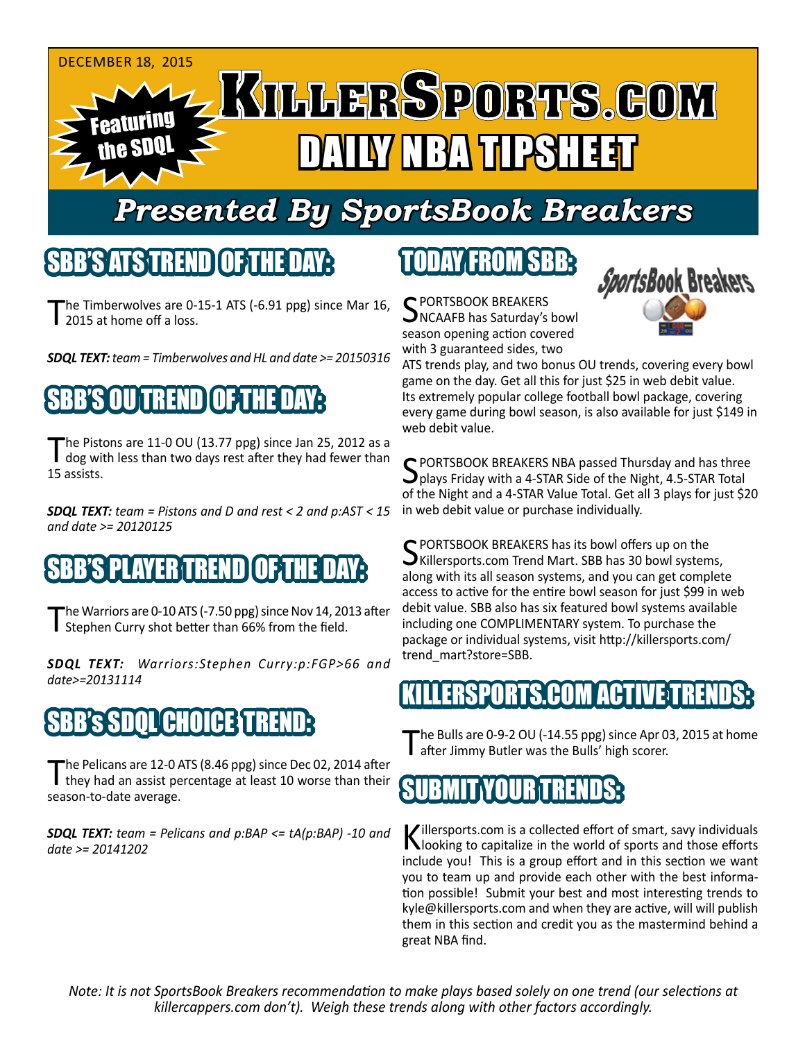DECEMBER 18, 2015

Featuring the SDQL

# KILLERSPORTS.COM DAILY NBA TIPSHEET

## Presented By SportsBook Breakers

## SBB'S ATS TREND OF THE DAY:

The Timberwolves are 0-15-1 ATS (-6.91 ppg) since Mar 16, 2015 at home off a loss.

***SDQL TEXT:*** *team = Timberwolves and HL and date >= 20150316*

## SBB'S OU TREND OF THE DAY:

The Pistons are 11-0 OU (13.77 ppg) since Jan 25, 2012 as a dog with less than two days rest after they had fewer than 15 assists.

***SDQL TEXT:*** *team = Pistons and D and rest < 2 and p:AST < 15 and date >= 20120125*

## SBB'S PLAYER TREND OF THE DAY:

The Warriors are 0-10 ATS (-7.50 ppg) since Nov 14, 2013 after Stephen Curry shot better than 66% from the field.

***SDQL TEXT:*** *Warriors:Stephen Curry:p:FGP>66 and date>=20131114*

## SBB's SDQL CHOICE TREND:

The Pelicans are 12-0 ATS (8.46 ppg) since Dec 02, 2014 after they had an assist percentage at least 10 worse than their season-to-date average.

***SDQL TEXT:*** *team = Pelicans and p:BAP <= tA(p:BAP) -10 and date >= 20141202*

## TODAY FROM SBB:

SportsBook Breakers

SPORTSBOOK BREAKERS NCAAFB has Saturday's bowl season opening action covered with 3 guaranteed sides, two ATS trends play, and two bonus OU trends, covering every bowl game on the day. Get all this for just $25 in web debit value. Its extremely popular college football bowl package, covering every game during bowl season, is also available for just $149 in web debit value.

SPORTSBOOK BREAKERS NBA passed Thursday and has three plays Friday with a 4-STAR Side of the Night, 4.5-STAR Total of the Night and a 4-STAR Value Total. Get all 3 plays for just $20 in web debit value or purchase individually.

SPORTSBOOK BREAKERS has its bowl offers up on the Killersports.com Trend Mart. SBB has 30 bowl systems, along with its all season systems, and you can get complete access to active for the entire bowl season for just $99 in web debit value. SBB also has six featured bowl systems available including one COMPLIMENTARY system. To purchase the package or individual systems, visit http://killersports.com/trend_mart?store=SBB.

## KILLERSPORTS.COM ACTIVE TRENDS:

The Bulls are 0-9-2 OU (-14.55 ppg) since Apr 03, 2015 at home after Jimmy Butler was the Bulls' high scorer.

## SUBMIT YOUR TRENDS:

Killersports.com is a collected effort of smart, savy individuals looking to capitalize in the world of sports and those efforts include you! This is a group effort and in this section we want you to team up and provide each other with the best information possible! Submit your best and most interesting trends to kyle@killersports.com and when they are active, will will publish them in this section and credit you as the mastermind behind a great NBA find.

*Note: It is not SportsBook Breakers recommendation to make plays based solely on one trend (our selections at killercappers.com don't). Weigh these trends along with other factors accordingly.*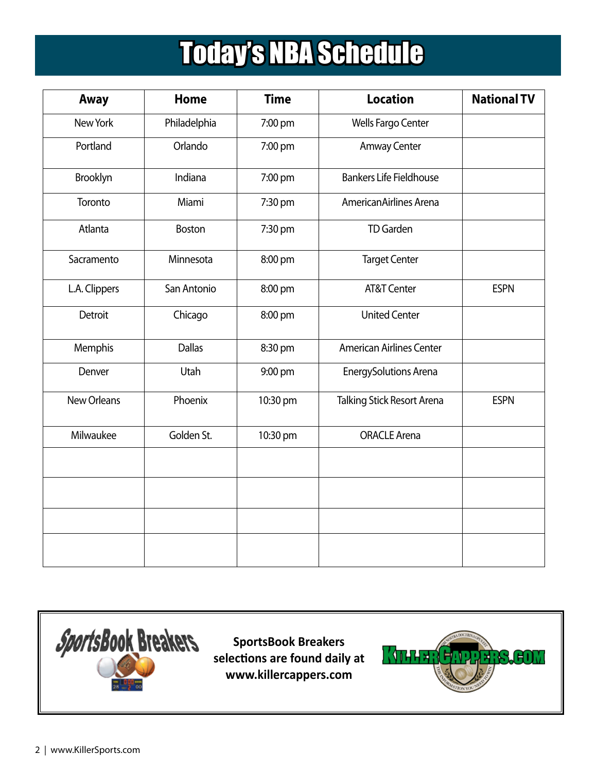# Today's NBA Schedule

| Away | Home | Time | Location | National TV |
|---|---|---|---|---|
| New York | Philadelphia | 7:00 pm | Wells Fargo Center | |
| Portland | Orlando | 7:00 pm | Amway Center | |
| Brooklyn | Indiana | 7:00 pm | Bankers Life Fieldhouse | |
| Toronto | Miami | 7:30 pm | AmericanAirlines Arena | |
| Atlanta | Boston | 7:30 pm | TD Garden | |
| Sacramento | Minnesota | 8:00 pm | Target Center | |
| L.A. Clippers | San Antonio | 8:00 pm | AT&T Center | ESPN |
| Detroit | Chicago | 8:00 pm | United Center | |
| Memphis | Dallas | 8:30 pm | American Airlines Center | |
| Denver | Utah | 9:00 pm | EnergySolutions Arena | |
| New Orleans | Phoenix | 10:30 pm | Talking Stick Resort Arena | ESPN |
| Milwaukee | Golden St. | 10:30 pm | ORACLE Arena | |
| | | | | |
| | | | | |
| | | | | |
| | | | | |

SportsBook Breakers

**SportsBook Breakers selections are found daily at www.killercappers.com**

KILLERCAPPERS.COM